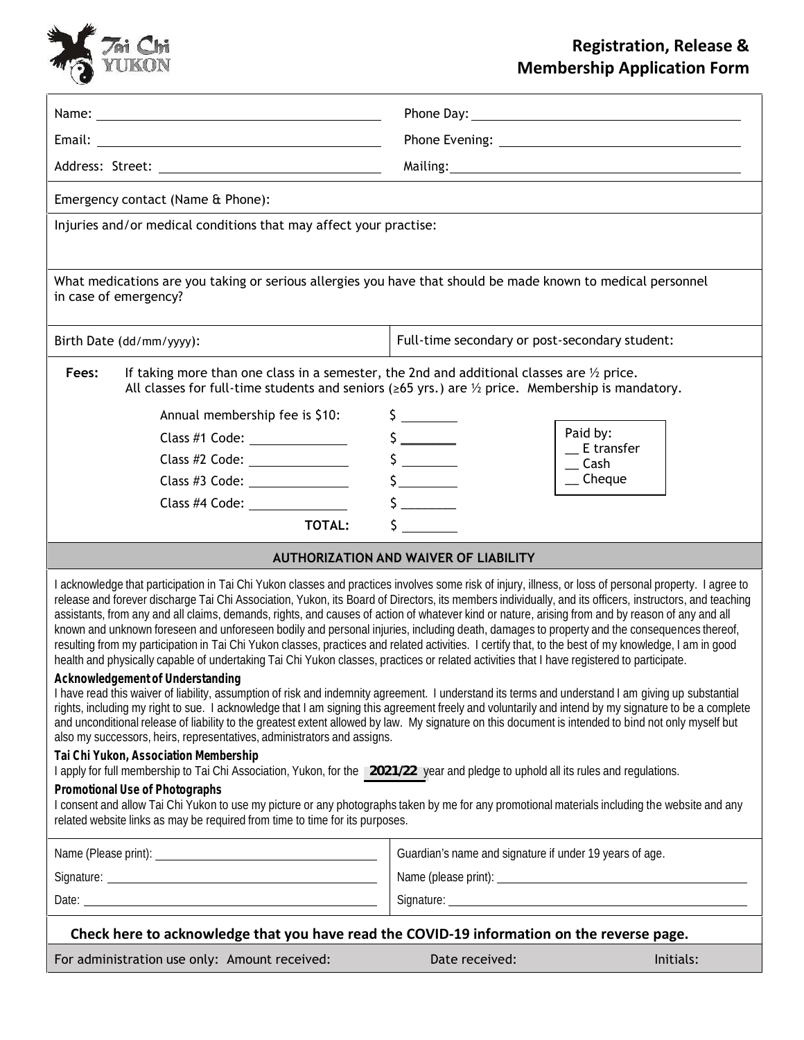# Registration, Release & Membership Application Form

Tai Chi YUKON

| | |
|---|---|
| Name: ______________________ | Phone Day: ______________________ |
| Email: ______________________ | Phone Evening: ______________________ |
| Address: Street: ______________________ | Mailing: ______________________ |

Emergency contact (Name & Phone):

Injuries and/or medical conditions that may affect your practise:

What medications are you taking or serious allergies you have that should be made known to medical personnel in case of emergency?

| | |
|---|---|
| Birth Date (dd/mm/yyyy): | Full-time secondary or post-secondary student: |

**Fees:** If taking more than one class in a semester, the 2nd and additional classes are ½ price. All classes for full-time students and seniors (≥65 yrs.) are ½ price. Membership is mandatory.

| | |
|---|---|
| Annual membership fee is $10: | $ ________ |
| Class #1 Code: ____________ | $ ________ |
| Class #2 Code: ____________ | $ ________ |
| Class #3 Code: ____________ | $ ________ |
| Class #4 Code: ____________ | $ ________ |
| **TOTAL:** | $ ________ |

Paid by:
__ E transfer
__ Cash
__ Cheque

## AUTHORIZATION AND WAIVER OF LIABILITY

I acknowledge that participation in Tai Chi Yukon classes and practices involves some risk of injury, illness, or loss of personal property. I agree to release and forever discharge Tai Chi Association, Yukon, its Board of Directors, its members individually, and its officers, instructors, and teaching assistants, from any and all claims, demands, rights, and causes of action of whatever kind or nature, arising from and by reason of any and all known and unknown foreseen and unforeseen bodily and personal injuries, including death, damages to property and the consequences thereof, resulting from my participation in Tai Chi Yukon classes, practices and related activities. I certify that, to the best of my knowledge, I am in good health and physically capable of undertaking Tai Chi Yukon classes, practices or related activities that I have registered to participate.

**Acknowledgement of Understanding**

I have read this waiver of liability, assumption of risk and indemnity agreement. I understand its terms and understand I am giving up substantial rights, including my right to sue. I acknowledge that I am signing this agreement freely and voluntarily and intend by my signature to be a complete and unconditional release of liability to the greatest extent allowed by law. My signature on this document is intended to bind not only myself but also my successors, heirs, representatives, administrators and assigns.

**Tai Chi Yukon, Association Membership**

I apply for full membership to Tai Chi Association, Yukon, for the **2021/22** year and pledge to uphold all its rules and regulations.

**Promotional Use of Photographs**

I consent and allow Tai Chi Yukon to use my picture or any photographs taken by me for any promotional materials including the website and any related website links as may be required from time to time for its purposes.

| | |
|---|---|
| Name (Please print): ______________________ | Guardian's name and signature if under 19 years of age. |
| Signature: ______________________ | Name (please print): ______________________ |
| Date: ______________________ | Signature: ______________________ |

**Check here to acknowledge that you have read the COVID-19 information on the reverse page.**

For administration use only: Amount received: Date received: Initials: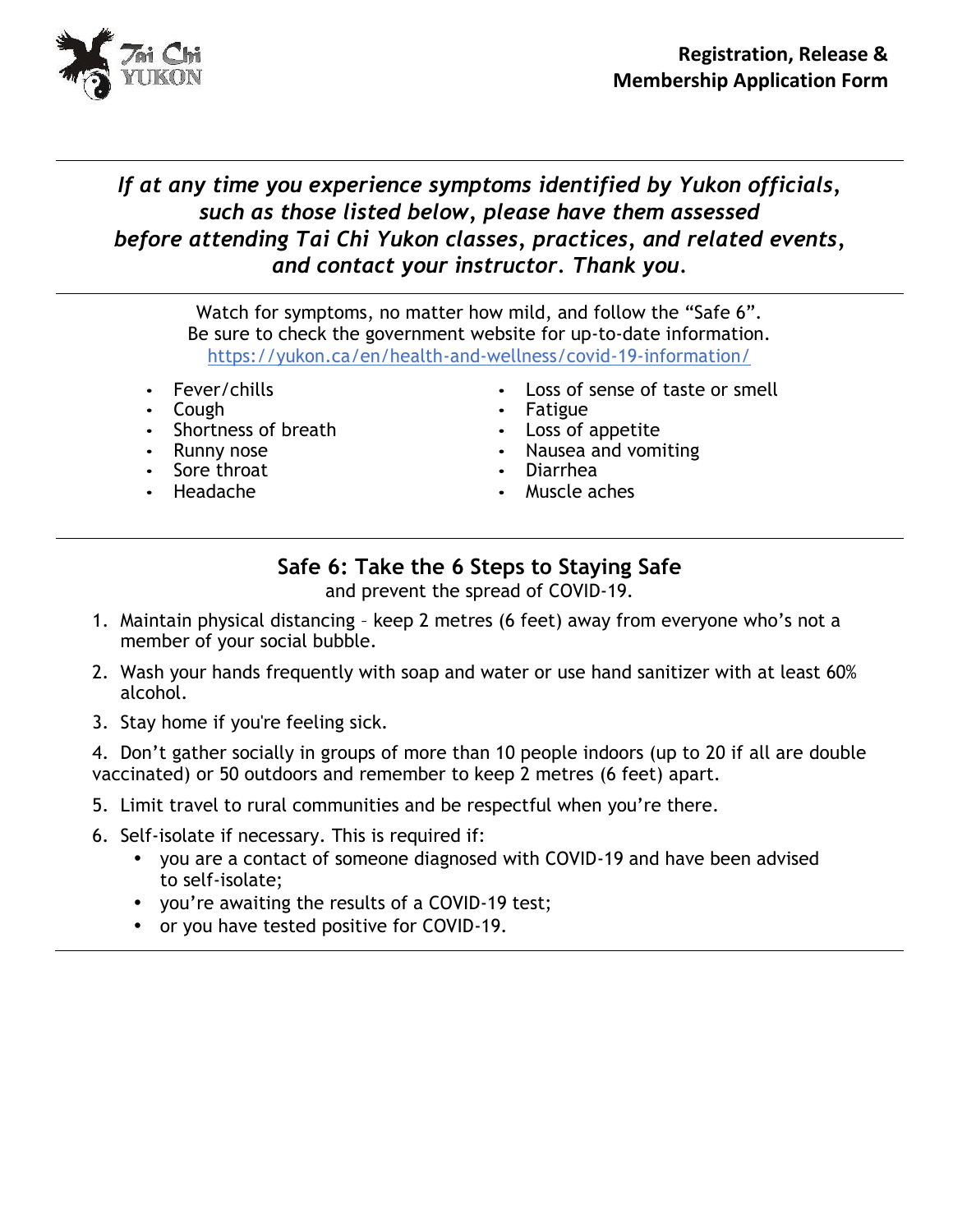**Registration, Release & Membership Application Form**

***If at any time you experience symptoms identified by Yukon officials, such as those listed below, please have them assessed before attending Tai Chi Yukon classes, practices, and related events, and contact your instructor. Thank you.***

Watch for symptoms, no matter how mild, and follow the "Safe 6".
Be sure to check the government website for up-to-date information.
https://yukon.ca/en/health-and-wellness/covid-19-information/

- Fever/chills
- Cough
- Shortness of breath
- Runny nose
- Sore throat
- Headache
- Loss of sense of taste or smell
- Fatigue
- Loss of appetite
- Nausea and vomiting
- Diarrhea
- Muscle aches

## Safe 6: Take the 6 Steps to Staying Safe

and prevent the spread of COVID-19.

1. Maintain physical distancing – keep 2 metres (6 feet) away from everyone who's not a member of your social bubble.
2. Wash your hands frequently with soap and water or use hand sanitizer with at least 60% alcohol.
3. Stay home if you're feeling sick.
4. Don't gather socially in groups of more than 10 people indoors (up to 20 if all are double vaccinated) or 50 outdoors and remember to keep 2 metres (6 feet) apart.
5. Limit travel to rural communities and be respectful when you're there.
6. Self-isolate if necessary. This is required if:
   - you are a contact of someone diagnosed with COVID-19 and have been advised to self-isolate;
   - you're awaiting the results of a COVID-19 test;
   - or you have tested positive for COVID-19.